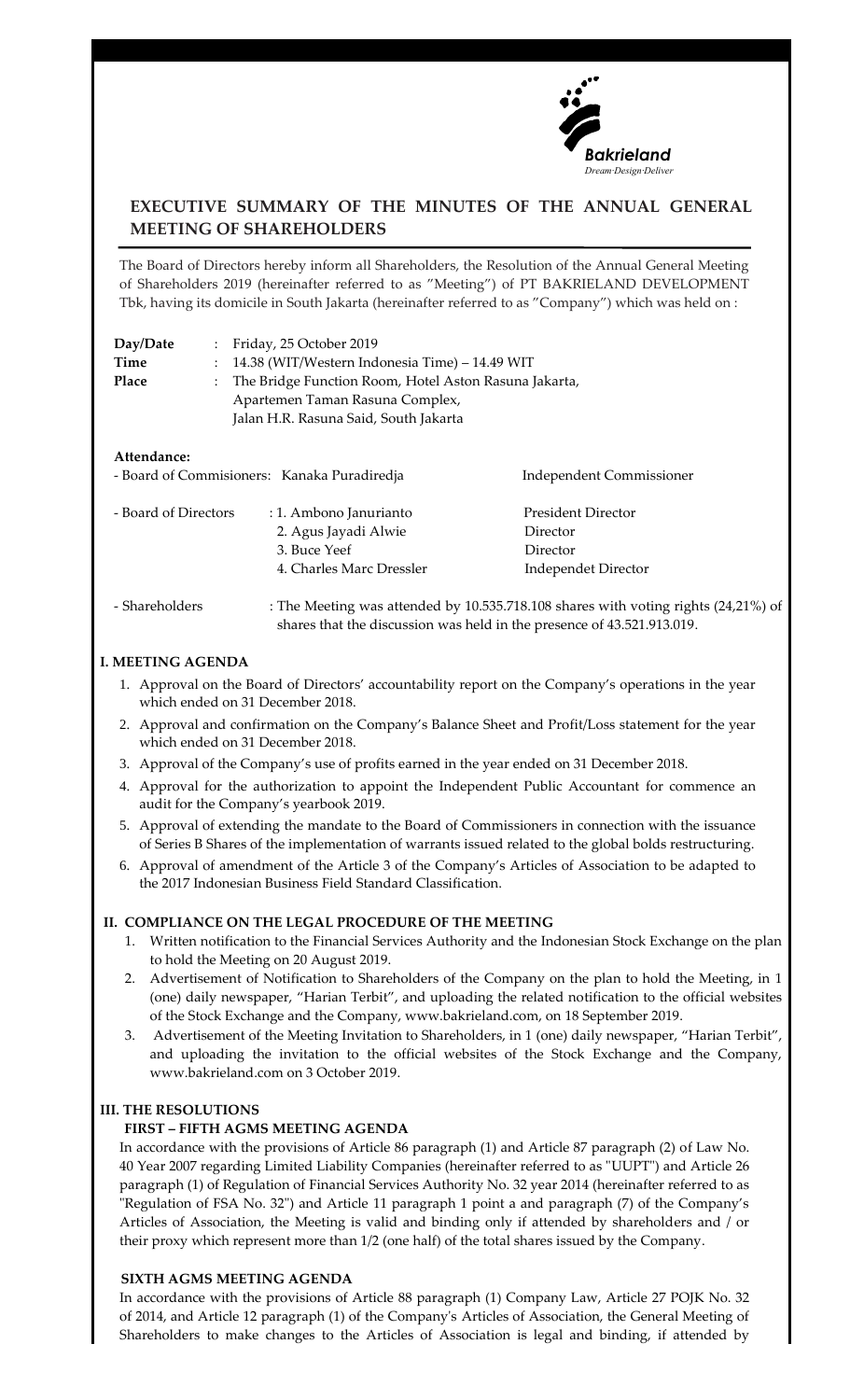Bakrieland

*Dream·Design·Deliver*

# EXECUTIVE SUMMARY OF THE MINUTES OF THE ANNUAL GENERAL MEETING OF SHAREHOLDERS

The Board of Directors hereby inform all Shareholders, the Resolution of the Annual General Meeting of Shareholders 2019 (hereinafter referred to as "Meeting") of PT BAKRIELAND DEVELOPMENT Tbk, having its domicile in South Jakarta (hereinafter referred to as "Company") which was held on :

| | | |
|---|---|---|
| **Day/Date** | : | Friday, 25 October 2019 |
| **Time** | : | 14.38 (WIT/Western Indonesia Time) – 14.49 WIT |
| **Place** | : | The Bridge Function Room, Hotel Aston Rasuna Jakarta, Apartemen Taman Rasuna Complex, Jalan H.R. Rasuna Said, South Jakarta |

**Attendance:**

| | | |
|---|---|---|
| - Board of Commisioners: | Kanaka Puradiredja | Independent Commissioner |
| - Board of Directors | : 1. Ambono Janurianto | President Director |
| | 2. Agus Jayadi Alwie | Director |
| | 3. Buce Yeef | Director |
| | 4. Charles Marc Dressler | Independedt Director |

- Shareholders : The Meeting was attended by 10.535.718.108 shares with voting rights (24,21%) of shares that the discussion was held in the presence of 43.521.913.019.

## I. MEETING AGENDA

1. Approval on the Board of Directors' accountability report on the Company's operations in the year which ended on 31 December 2018.
2. Approval and confirmation on the Company's Balance Sheet and Profit/Loss statement for the year which ended on 31 December 2018.
3. Approval of the Company's use of profits earned in the year ended on 31 December 2018.
4. Approval for the authorization to appoint the Independent Public Accountant for commence an audit for the Company's yearbook 2019.
5. Approval of extending the mandate to the Board of Commissioners in connection with the issuance of Series B Shares of the implementation of warrants issued related to the global bolds restructuring.
6. Approval of amendment of the Article 3 of the Company's Articles of Association to be adapted to the 2017 Indonesian Business Field Standard Classification.

## II. COMPLIANCE ON THE LEGAL PROCEDURE OF THE MEETING

1. Written notification to the Financial Services Authority and the Indonesian Stock Exchange on the plan to hold the Meeting on 20 August 2019.
2. Advertisement of Notification to Shareholders of the Company on the plan to hold the Meeting, in 1 (one) daily newspaper, "Harian Terbit", and uploading the related notification to the official websites of the Stock Exchange and the Company, www.bakrieland.com, on 18 September 2019.
3. Advertisement of the Meeting Invitation to Shareholders, in 1 (one) daily newspaper, "Harian Terbit", and uploading the invitation to the official websites of the Stock Exchange and the Company, www.bakrieland.com on 3 October 2019.

## III. THE RESOLUTIONS

### FIRST – FIFTH AGMS MEETING AGENDA

In accordance with the provisions of Article 86 paragraph (1) and Article 87 paragraph (2) of Law No. 40 Year 2007 regarding Limited Liability Companies (hereinafter referred to as "UUPT") and Article 26 paragraph (1) of Regulation of Financial Services Authority No. 32 year 2014 (hereinafter referred to as "Regulation of FSA No. 32") and Article 11 paragraph 1 point a and paragraph (7) of the Company's Articles of Association, the Meeting is valid and binding only if attended by shareholders and / or their proxy which represent more than 1/2 (one half) of the total shares issued by the Company.

### SIXTH AGMS MEETING AGENDA

In accordance with the provisions of Article 88 paragraph (1) Company Law, Article 27 POJK No. 32 of 2014, and Article 12 paragraph (1) of the Company's Articles of Association, the General Meeting of Shareholders to make changes to the Articles of Association is legal and binding, if attended by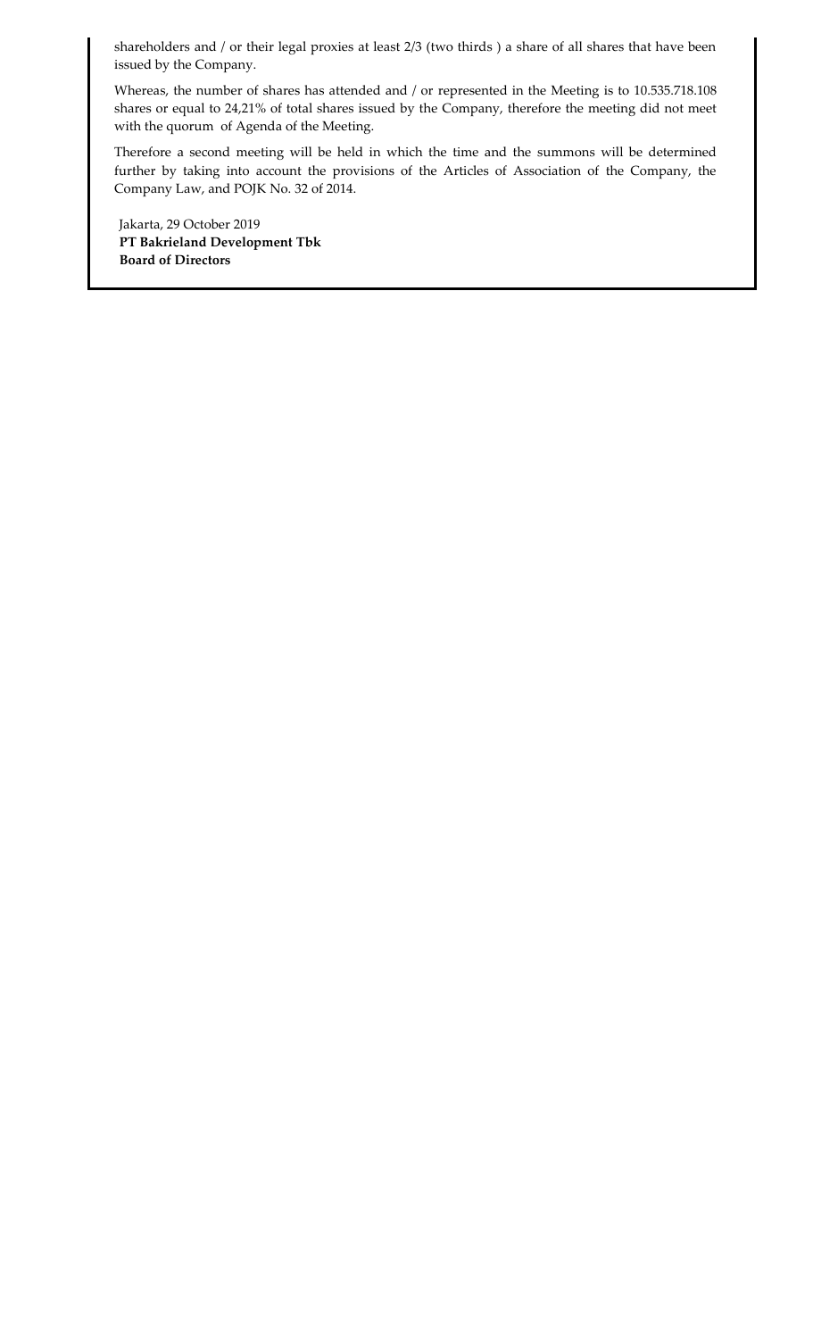shareholders and / or their legal proxies at least 2/3 (two thirds ) a share of all shares that have been issued by the Company.

Whereas, the number of shares has attended and / or represented in the Meeting is to 10.535.718.108 shares or equal to 24,21% of total shares issued by the Company, therefore the meeting did not meet with the quorum of Agenda of the Meeting.

Therefore a second meeting will be held in which the time and the summons will be determined further by taking into account the provisions of the Articles of Association of the Company, the Company Law, and POJK No. 32 of 2014.

Jakarta, 29 October 2019
**PT Bakrieland Development Tbk**
**Board of Directors**